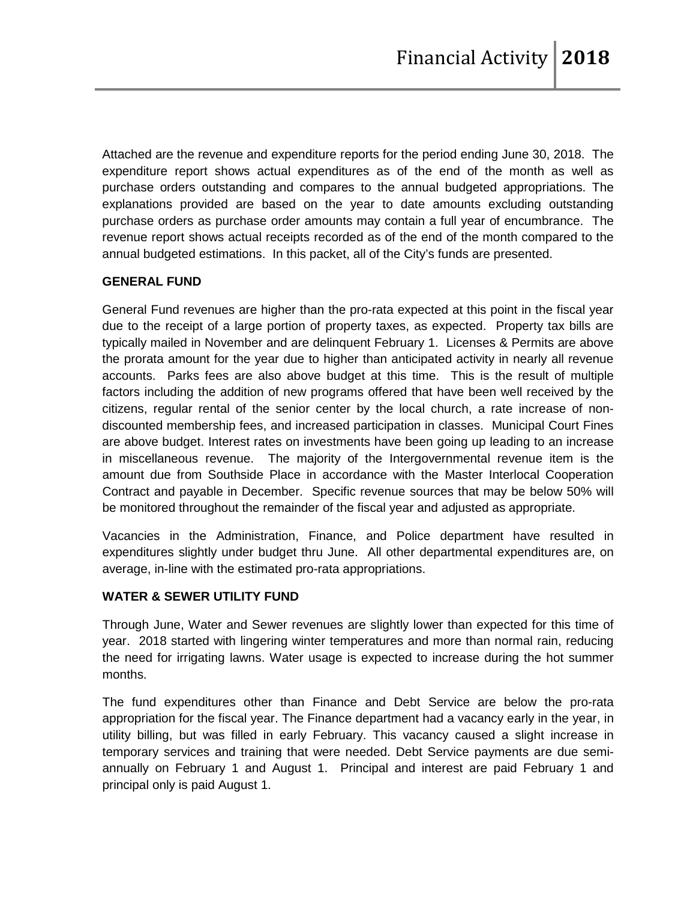# Financial Activity 2018

Attached are the revenue and expenditure reports for the period ending June 30, 2018. The expenditure report shows actual expenditures as of the end of the month as well as purchase orders outstanding and compares to the annual budgeted appropriations. The explanations provided are based on the year to date amounts excluding outstanding purchase orders as purchase order amounts may contain a full year of encumbrance. The revenue report shows actual receipts recorded as of the end of the month compared to the annual budgeted estimations. In this packet, all of the City's funds are presented.

## GENERAL FUND

General Fund revenues are higher than the pro-rata expected at this point in the fiscal year due to the receipt of a large portion of property taxes, as expected. Property tax bills are typically mailed in November and are delinquent February 1. Licenses & Permits are above the prorata amount for the year due to higher than anticipated activity in nearly all revenue accounts. Parks fees are also above budget at this time. This is the result of multiple factors including the addition of new programs offered that have been well received by the citizens, regular rental of the senior center by the local church, a rate increase of non-discounted membership fees, and increased participation in classes. Municipal Court Fines are above budget. Interest rates on investments have been going up leading to an increase in miscellaneous revenue. The majority of the Intergovernmental revenue item is the amount due from Southside Place in accordance with the Master Interlocal Cooperation Contract and payable in December. Specific revenue sources that may be below 50% will be monitored throughout the remainder of the fiscal year and adjusted as appropriate.

Vacancies in the Administration, Finance, and Police department have resulted in expenditures slightly under budget thru June. All other departmental expenditures are, on average, in-line with the estimated pro-rata appropriations.

## WATER & SEWER UTILITY FUND

Through June, Water and Sewer revenues are slightly lower than expected for this time of year. 2018 started with lingering winter temperatures and more than normal rain, reducing the need for irrigating lawns. Water usage is expected to increase during the hot summer months.

The fund expenditures other than Finance and Debt Service are below the pro-rata appropriation for the fiscal year. The Finance department had a vacancy early in the year, in utility billing, but was filled in early February. This vacancy caused a slight increase in temporary services and training that were needed. Debt Service payments are due semi-annually on February 1 and August 1. Principal and interest are paid February 1 and principal only is paid August 1.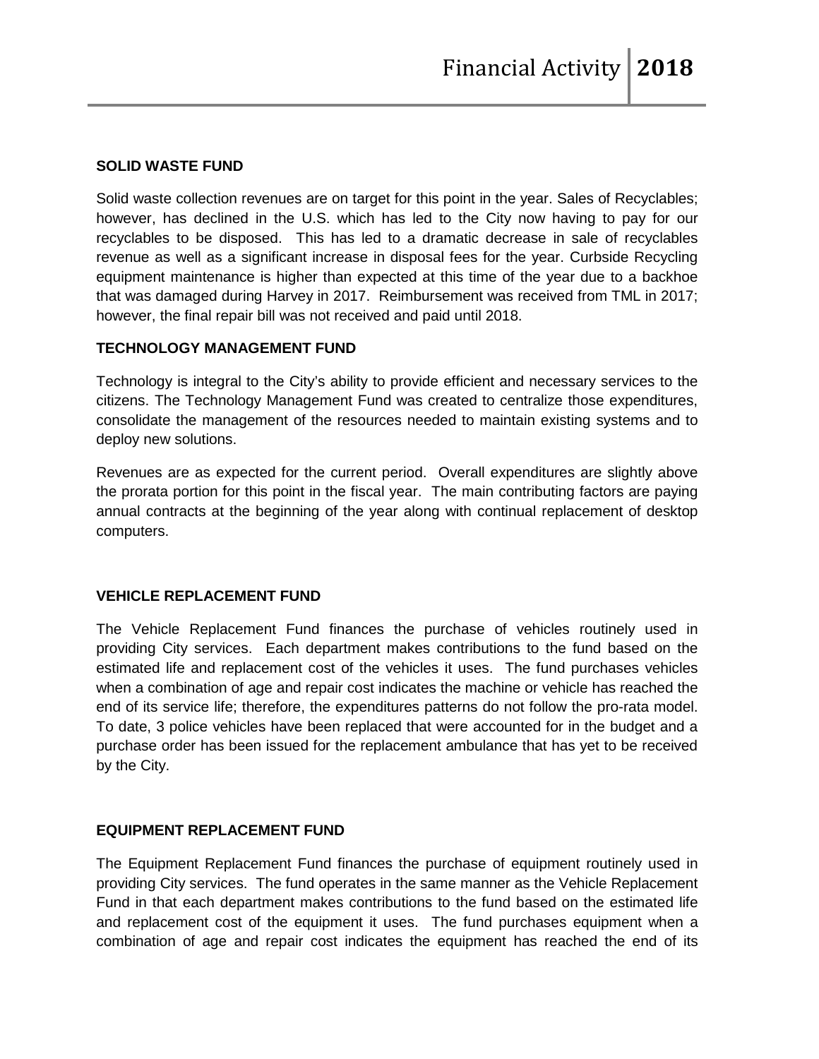## SOLID WASTE FUND

Solid waste collection revenues are on target for this point in the year. Sales of Recyclables; however, has declined in the U.S. which has led to the City now having to pay for our recyclables to be disposed. This has led to a dramatic decrease in sale of recyclables revenue as well as a significant increase in disposal fees for the year. Curbside Recycling equipment maintenance is higher than expected at this time of the year due to a backhoe that was damaged during Harvey in 2017. Reimbursement was received from TML in 2017; however, the final repair bill was not received and paid until 2018.

## TECHNOLOGY MANAGEMENT FUND

Technology is integral to the City's ability to provide efficient and necessary services to the citizens. The Technology Management Fund was created to centralize those expenditures, consolidate the management of the resources needed to maintain existing systems and to deploy new solutions.

Revenues are as expected for the current period. Overall expenditures are slightly above the prorata portion for this point in the fiscal year. The main contributing factors are paying annual contracts at the beginning of the year along with continual replacement of desktop computers.

## VEHICLE REPLACEMENT FUND

The Vehicle Replacement Fund finances the purchase of vehicles routinely used in providing City services. Each department makes contributions to the fund based on the estimated life and replacement cost of the vehicles it uses. The fund purchases vehicles when a combination of age and repair cost indicates the machine or vehicle has reached the end of its service life; therefore, the expenditures patterns do not follow the pro-rata model. To date, 3 police vehicles have been replaced that were accounted for in the budget and a purchase order has been issued for the replacement ambulance that has yet to be received by the City.

## EQUIPMENT REPLACEMENT FUND

The Equipment Replacement Fund finances the purchase of equipment routinely used in providing City services. The fund operates in the same manner as the Vehicle Replacement Fund in that each department makes contributions to the fund based on the estimated life and replacement cost of the equipment it uses. The fund purchases equipment when a combination of age and repair cost indicates the equipment has reached the end of its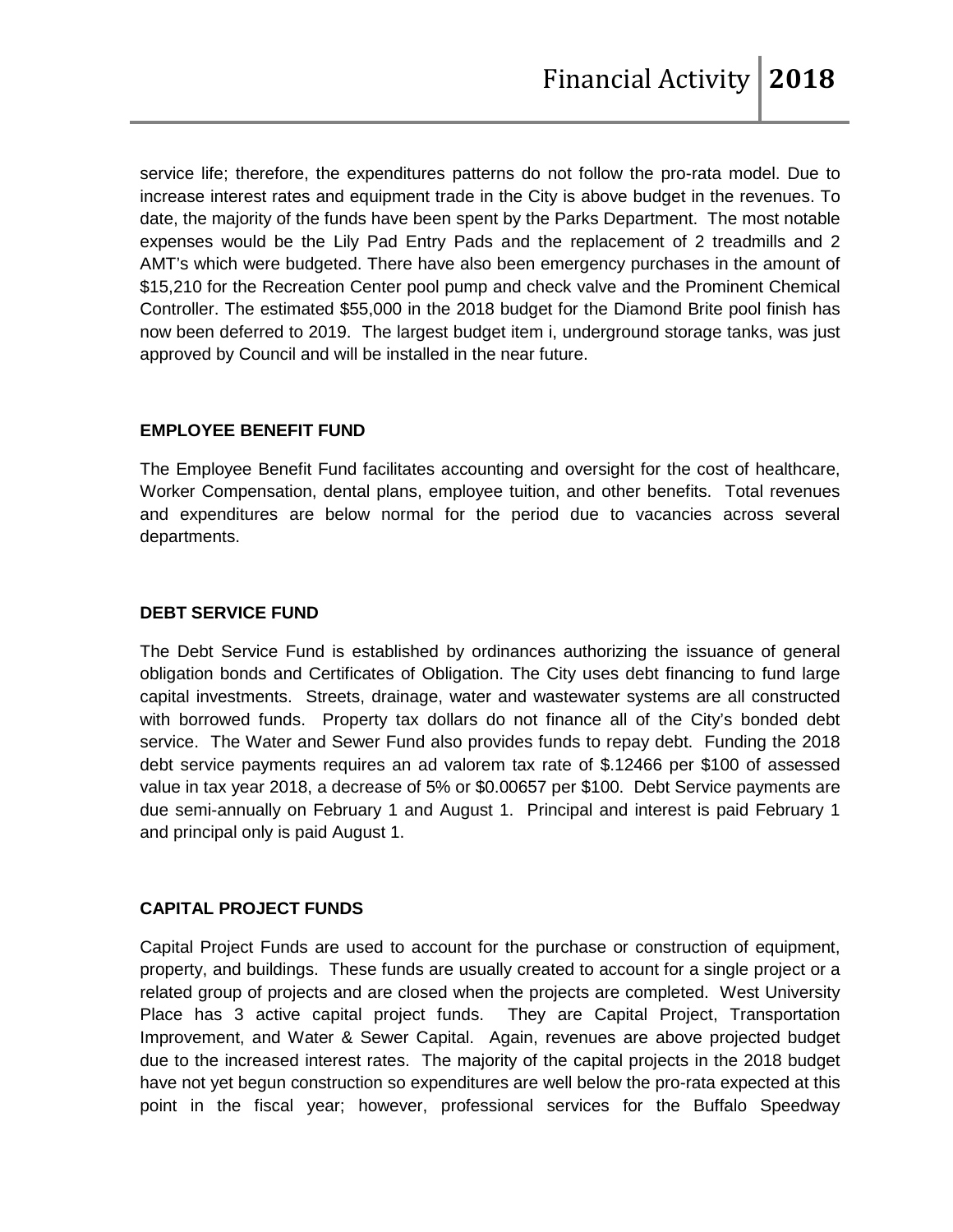service life; therefore, the expenditures patterns do not follow the pro-rata model. Due to increase interest rates and equipment trade in the City is above budget in the revenues. To date, the majority of the funds have been spent by the Parks Department. The most notable expenses would be the Lily Pad Entry Pads and the replacement of 2 treadmills and 2 AMT's which were budgeted. There have also been emergency purchases in the amount of $15,210 for the Recreation Center pool pump and check valve and the Prominent Chemical Controller. The estimated $55,000 in the 2018 budget for the Diamond Brite pool finish has now been deferred to 2019. The largest budget item i, underground storage tanks, was just approved by Council and will be installed in the near future.

### EMPLOYEE BENEFIT FUND

The Employee Benefit Fund facilitates accounting and oversight for the cost of healthcare, Worker Compensation, dental plans, employee tuition, and other benefits. Total revenues and expenditures are below normal for the period due to vacancies across several departments.

### DEBT SERVICE FUND

The Debt Service Fund is established by ordinances authorizing the issuance of general obligation bonds and Certificates of Obligation. The City uses debt financing to fund large capital investments. Streets, drainage, water and wastewater systems are all constructed with borrowed funds. Property tax dollars do not finance all of the City's bonded debt service. The Water and Sewer Fund also provides funds to repay debt. Funding the 2018 debt service payments requires an ad valorem tax rate of $.12466 per $100 of assessed value in tax year 2018, a decrease of 5% or $0.00657 per $100. Debt Service payments are due semi-annually on February 1 and August 1. Principal and interest is paid February 1 and principal only is paid August 1.

### CAPITAL PROJECT FUNDS

Capital Project Funds are used to account for the purchase or construction of equipment, property, and buildings. These funds are usually created to account for a single project or a related group of projects and are closed when the projects are completed. West University Place has 3 active capital project funds. They are Capital Project, Transportation Improvement, and Water & Sewer Capital. Again, revenues are above projected budget due to the increased interest rates. The majority of the capital projects in the 2018 budget have not yet begun construction so expenditures are well below the pro-rata expected at this point in the fiscal year; however, professional services for the Buffalo Speedway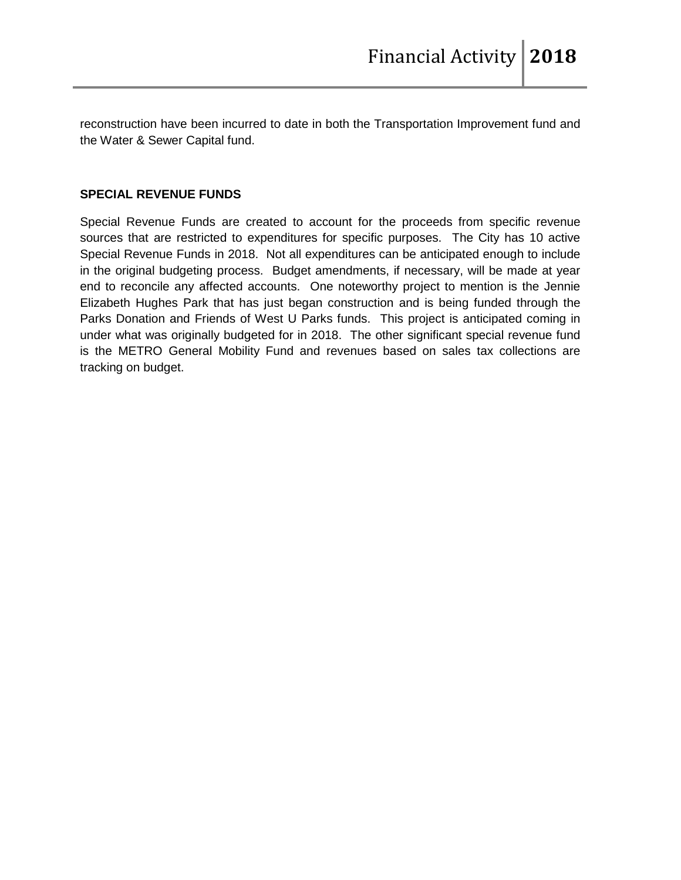reconstruction have been incurred to date in both the Transportation Improvement fund and the Water & Sewer Capital fund.

**SPECIAL REVENUE FUNDS**

Special Revenue Funds are created to account for the proceeds from specific revenue sources that are restricted to expenditures for specific purposes. The City has 10 active Special Revenue Funds in 2018. Not all expenditures can be anticipated enough to include in the original budgeting process. Budget amendments, if necessary, will be made at year end to reconcile any affected accounts. One noteworthy project to mention is the Jennie Elizabeth Hughes Park that has just began construction and is being funded through the Parks Donation and Friends of West U Parks funds. This project is anticipated coming in under what was originally budgeted for in 2018. The other significant special revenue fund is the METRO General Mobility Fund and revenues based on sales tax collections are tracking on budget.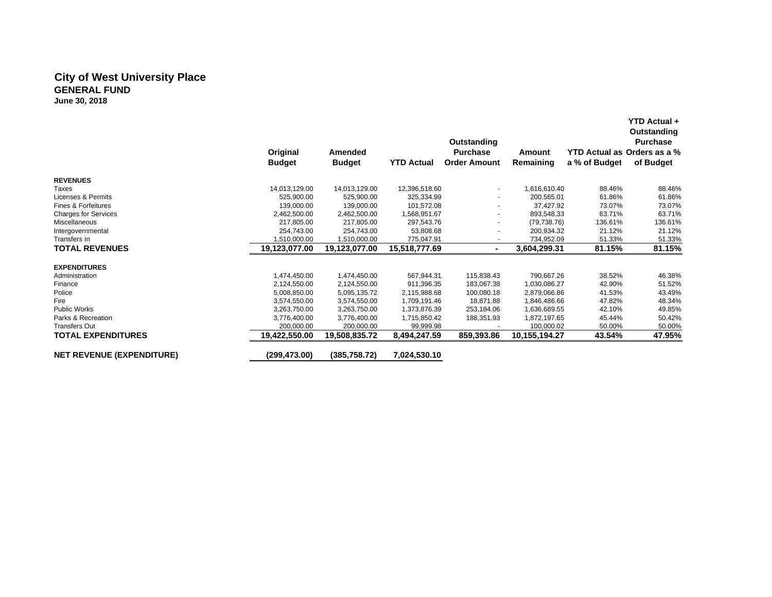# City of West University Place

## GENERAL FUND

**June 30, 2018**

| | Original Budget | Amended Budget | YTD Actual | Outstanding Purchase Order Amount | Amount Remaining | YTD Actual as a % of Budget | YTD Actual + Outstanding Purchase Orders as a % of Budget |
|---|---|---|---|---|---|---|---|
| **REVENUES** | | | | | | | |
| Taxes | 14,013,129.00 | 14,013,129.00 | 12,396,518.60 | - | 1,616,610.40 | 88.46% | 88.46% |
| Licenses & Permits | 525,900.00 | 525,900.00 | 325,334.99 | - | 200,565.01 | 61.86% | 61.86% |
| Fines & Forfeitures | 139,000.00 | 139,000.00 | 101,572.08 | - | 37,427.92 | 73.07% | 73.07% |
| Charges for Services | 2,462,500.00 | 2,462,500.00 | 1,568,951.67 | - | 893,548.33 | 63.71% | 63.71% |
| Miscellaneous | 217,805.00 | 217,805.00 | 297,543.76 | - | (79,738.76) | 136.61% | 136.61% |
| Intergovernmental | 254,743.00 | 254,743.00 | 53,808.68 | - | 200,934.32 | 21.12% | 21.12% |
| Transfers In | 1,510,000.00 | 1,510,000.00 | 775,047.91 | - | 734,952.09 | 51.33% | 51.33% |
| **TOTAL REVENUES** | **19,123,077.00** | **19,123,077.00** | **15,518,777.69** | **-** | **3,604,299.31** | **81.15%** | **81.15%** |
| **EXPENDITURES** | | | | | | | |
| Administration | 1,474,450.00 | 1,474,450.00 | 567,944.31 | 115,838.43 | 790,667.26 | 38.52% | 46.38% |
| Finance | 2,124,550.00 | 2,124,550.00 | 911,396.35 | 183,067.38 | 1,030,086.27 | 42.90% | 51.52% |
| Police | 5,008,850.00 | 5,095,135.72 | 2,115,988.68 | 100,080.18 | 2,879,066.86 | 41.53% | 43.49% |
| Fire | 3,574,550.00 | 3,574,550.00 | 1,709,191.46 | 18,871.88 | 1,846,486.66 | 47.82% | 48.34% |
| Public Works | 3,263,750.00 | 3,263,750.00 | 1,373,876.39 | 253,184.06 | 1,636,689.55 | 42.10% | 49.85% |
| Parks & Recreation | 3,776,400.00 | 3,776,400.00 | 1,715,850.42 | 188,351.93 | 1,872,197.65 | 45.44% | 50.42% |
| Transfers Out | 200,000.00 | 200,000.00 | 99,999.98 | - | 100,000.02 | 50.00% | 50.00% |
| **TOTAL EXPENDITURES** | **19,422,550.00** | **19,508,835.72** | **8,494,247.59** | **859,393.86** | **10,155,194.27** | **43.54%** | **47.95%** |
| **NET REVENUE (EXPENDITURE)** | **(299,473.00)** | **(385,758.72)** | **7,024,530.10** | | | | |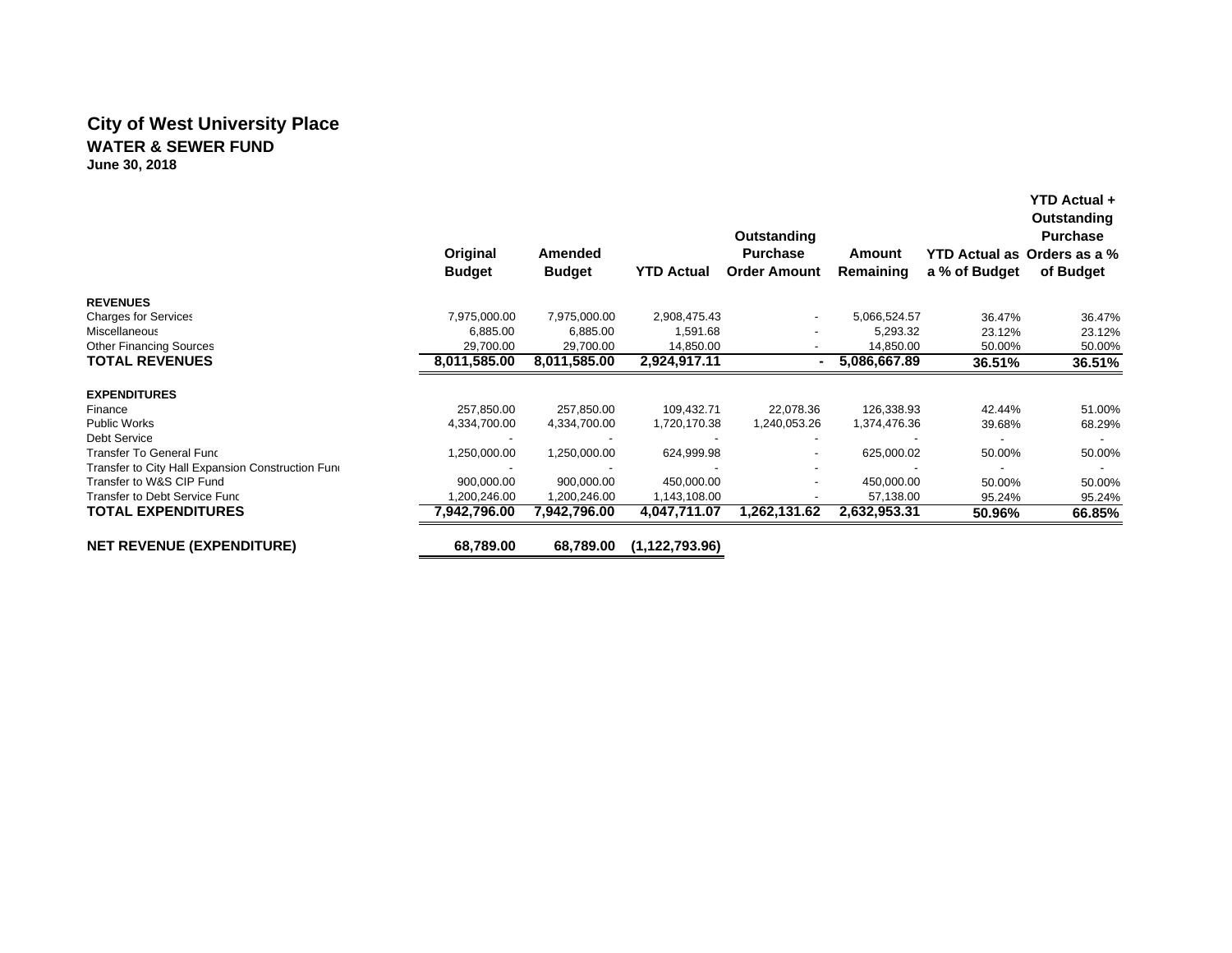# City of West University Place

## WATER & SEWER FUND

**June 30, 2018**

| | Original Budget | Amended Budget | YTD Actual | Outstanding Purchase Order Amount | Amount Remaining | YTD Actual as a % of Budget | YTD Actual + Outstanding Purchase Orders as a % of Budget |
|---|---|---|---|---|---|---|---|
| **REVENUES** | | | | | | | |
| Charges for Services | 7,975,000.00 | 7,975,000.00 | 2,908,475.43 | - | 5,066,524.57 | 36.47% | 36.47% |
| Miscellaneous | 6,885.00 | 6,885.00 | 1,591.68 | - | 5,293.32 | 23.12% | 23.12% |
| Other Financing Sources | 29,700.00 | 29,700.00 | 14,850.00 | - | 14,850.00 | 50.00% | 50.00% |
| **TOTAL REVENUES** | **8,011,585.00** | **8,011,585.00** | **2,924,917.11** | **-** | **5,086,667.89** | **36.51%** | **36.51%** |
| **EXPENDITURES** | | | | | | | |
| Finance | 257,850.00 | 257,850.00 | 109,432.71 | 22,078.36 | 126,338.93 | 42.44% | 51.00% |
| Public Works | 4,334,700.00 | 4,334,700.00 | 1,720,170.38 | 1,240,053.26 | 1,374,476.36 | 39.68% | 68.29% |
| Debt Service | - | - | - | - | - | - | - |
| Transfer To General Fund | 1,250,000.00 | 1,250,000.00 | 624,999.98 | - | 625,000.02 | 50.00% | 50.00% |
| Transfer to City Hall Expansion Construction Fund | - | - | - | - | - | - | - |
| Transfer to W&S CIP Fund | 900,000.00 | 900,000.00 | 450,000.00 | - | 450,000.00 | 50.00% | 50.00% |
| Transfer to Debt Service Fund | 1,200,246.00 | 1,200,246.00 | 1,143,108.00 | - | 57,138.00 | 95.24% | 95.24% |
| **TOTAL EXPENDITURES** | **7,942,796.00** | **7,942,796.00** | **4,047,711.07** | **1,262,131.62** | **2,632,953.31** | **50.96%** | **66.85%** |
| **NET REVENUE (EXPENDITURE)** | **68,789.00** | **68,789.00** | **(1,122,793.96)** | | | | |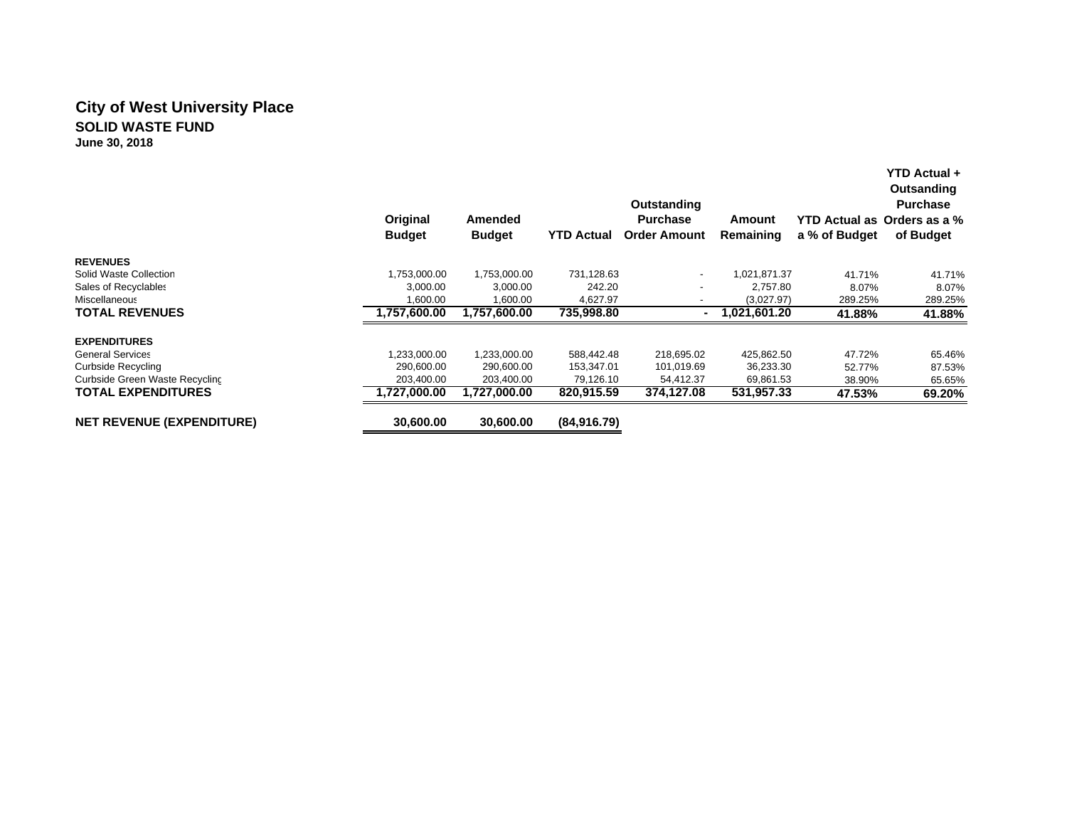## City of West University Place
### SOLID WASTE FUND
**June 30, 2018**

| | Original Budget | Amended Budget | YTD Actual | Outstanding Purchase Order Amount | Amount Remaining | YTD Actual as a % of Budget | YTD Actual + Outsanding Purchase Orders as a % of Budget |
|---|---|---|---|---|---|---|---|
| **REVENUES** | | | | | | | |
| Solid Waste Collection | 1,753,000.00 | 1,753,000.00 | 731,128.63 | - | 1,021,871.37 | 41.71% | 41.71% |
| Sales of Recyclables | 3,000.00 | 3,000.00 | 242.20 | - | 2,757.80 | 8.07% | 8.07% |
| Miscellaneous | 1,600.00 | 1,600.00 | 4,627.97 | - | (3,027.97) | 289.25% | 289.25% |
| **TOTAL REVENUES** | **1,757,600.00** | **1,757,600.00** | **735,998.80** | **-** | **1,021,601.20** | **41.88%** | **41.88%** |
| **EXPENDITURES** | | | | | | | |
| General Services | 1,233,000.00 | 1,233,000.00 | 588,442.48 | 218,695.02 | 425,862.50 | 47.72% | 65.46% |
| Curbside Recycling | 290,600.00 | 290,600.00 | 153,347.01 | 101,019.69 | 36,233.30 | 52.77% | 87.53% |
| Curbside Green Waste Recycling | 203,400.00 | 203,400.00 | 79,126.10 | 54,412.37 | 69,861.53 | 38.90% | 65.65% |
| **TOTAL EXPENDITURES** | **1,727,000.00** | **1,727,000.00** | **820,915.59** | **374,127.08** | **531,957.33** | **47.53%** | **69.20%** |
| **NET REVENUE (EXPENDITURE)** | **30,600.00** | **30,600.00** | **(84,916.79)** | | | | |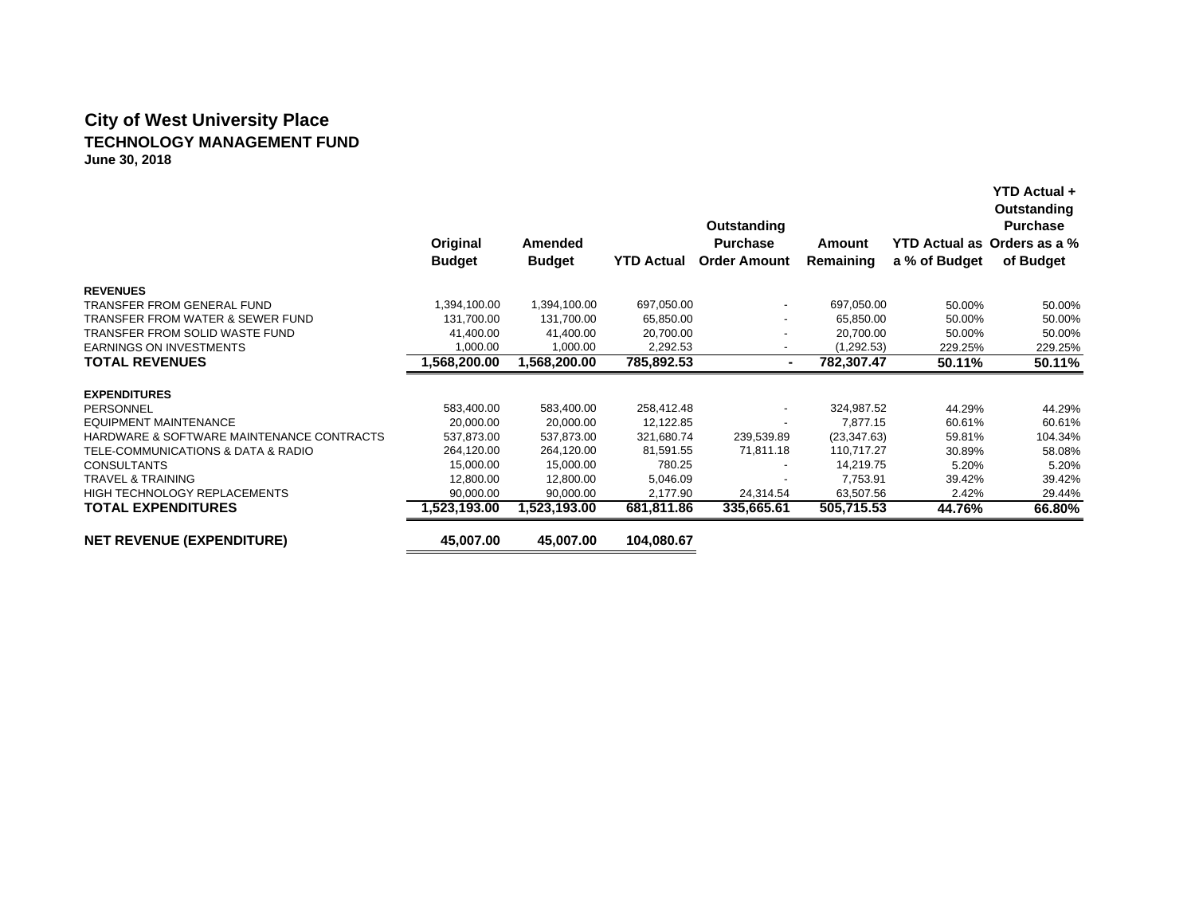# City of West University Place

## TECHNOLOGY MANAGEMENT FUND

**June 30, 2018**

| | Original Budget | Amended Budget | YTD Actual | Outstanding Purchase Order Amount | Amount Remaining | YTD Actual as a % of Budget | YTD Actual + Outstanding Purchase Orders as a % of Budget |
|---|---|---|---|---|---|---|---|
| **REVENUES** | | | | | | | |
| TRANSFER FROM GENERAL FUND | 1,394,100.00 | 1,394,100.00 | 697,050.00 | - | 697,050.00 | 50.00% | 50.00% |
| TRANSFER FROM WATER & SEWER FUND | 131,700.00 | 131,700.00 | 65,850.00 | - | 65,850.00 | 50.00% | 50.00% |
| TRANSFER FROM SOLID WASTE FUND | 41,400.00 | 41,400.00 | 20,700.00 | - | 20,700.00 | 50.00% | 50.00% |
| EARNINGS ON INVESTMENTS | 1,000.00 | 1,000.00 | 2,292.53 | - | (1,292.53) | 229.25% | 229.25% |
| **TOTAL REVENUES** | **1,568,200.00** | **1,568,200.00** | **785,892.53** | **-** | **782,307.47** | **50.11%** | **50.11%** |
| **EXPENDITURES** | | | | | | | |
| PERSONNEL | 583,400.00 | 583,400.00 | 258,412.48 | - | 324,987.52 | 44.29% | 44.29% |
| EQUIPMENT MAINTENANCE | 20,000.00 | 20,000.00 | 12,122.85 | - | 7,877.15 | 60.61% | 60.61% |
| HARDWARE & SOFTWARE MAINTENANCE CONTRACTS | 537,873.00 | 537,873.00 | 321,680.74 | 239,539.89 | (23,347.63) | 59.81% | 104.34% |
| TELE-COMMUNICATIONS & DATA & RADIO | 264,120.00 | 264,120.00 | 81,591.55 | 71,811.18 | 110,717.27 | 30.89% | 58.08% |
| CONSULTANTS | 15,000.00 | 15,000.00 | 780.25 | - | 14,219.75 | 5.20% | 5.20% |
| TRAVEL & TRAINING | 12,800.00 | 12,800.00 | 5,046.09 | - | 7,753.91 | 39.42% | 39.42% |
| HIGH TECHNOLOGY REPLACEMENTS | 90,000.00 | 90,000.00 | 2,177.90 | 24,314.54 | 63,507.56 | 2.42% | 29.44% |
| **TOTAL EXPENDITURES** | **1,523,193.00** | **1,523,193.00** | **681,811.86** | **335,665.61** | **505,715.53** | **44.76%** | **66.80%** |
| **NET REVENUE (EXPENDITURE)** | **45,007.00** | **45,007.00** | **104,080.67** | | | | |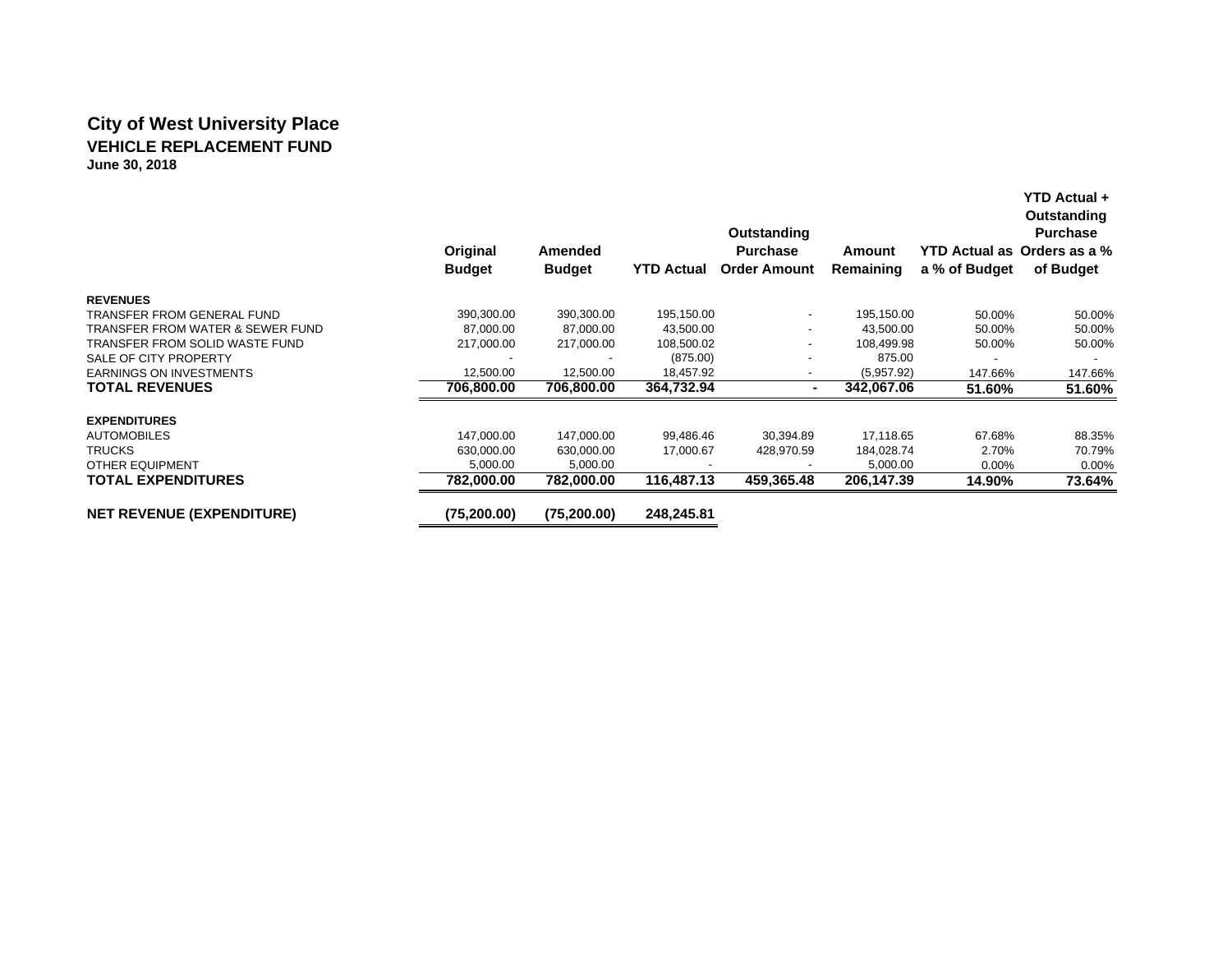# City of West University Place

## VEHICLE REPLACEMENT FUND

**June 30, 2018**

| | Original Budget | Amended Budget | YTD Actual | Outstanding Purchase Order Amount | Amount Remaining | YTD Actual as a % of Budget | YTD Actual + Outstanding Purchase Orders as a % of Budget |
|---|---|---|---|---|---|---|---|
| **REVENUES** | | | | | | | |
| TRANSFER FROM GENERAL FUND | 390,300.00 | 390,300.00 | 195,150.00 | - | 195,150.00 | 50.00% | 50.00% |
| TRANSFER FROM WATER & SEWER FUND | 87,000.00 | 87,000.00 | 43,500.00 | - | 43,500.00 | 50.00% | 50.00% |
| TRANSFER FROM SOLID WASTE FUND | 217,000.00 | 217,000.00 | 108,500.02 | - | 108,499.98 | 50.00% | 50.00% |
| SALE OF CITY PROPERTY | - | - | (875.00) | - | 875.00 | - | - |
| EARNINGS ON INVESTMENTS | 12,500.00 | 12,500.00 | 18,457.92 | - | (5,957.92) | 147.66% | 147.66% |
| **TOTAL REVENUES** | **706,800.00** | **706,800.00** | **364,732.94** | **-** | **342,067.06** | **51.60%** | **51.60%** |
| **EXPENDITURES** | | | | | | | |
| AUTOMOBILES | 147,000.00 | 147,000.00 | 99,486.46 | 30,394.89 | 17,118.65 | 67.68% | 88.35% |
| TRUCKS | 630,000.00 | 630,000.00 | 17,000.67 | 428,970.59 | 184,028.74 | 2.70% | 70.79% |
| OTHER EQUIPMENT | 5,000.00 | 5,000.00 | - | - | 5,000.00 | 0.00% | 0.00% |
| **TOTAL EXPENDITURES** | **782,000.00** | **782,000.00** | **116,487.13** | **459,365.48** | **206,147.39** | **14.90%** | **73.64%** |
| **NET REVENUE (EXPENDITURE)** | **(75,200.00)** | **(75,200.00)** | **248,245.81** | | | | |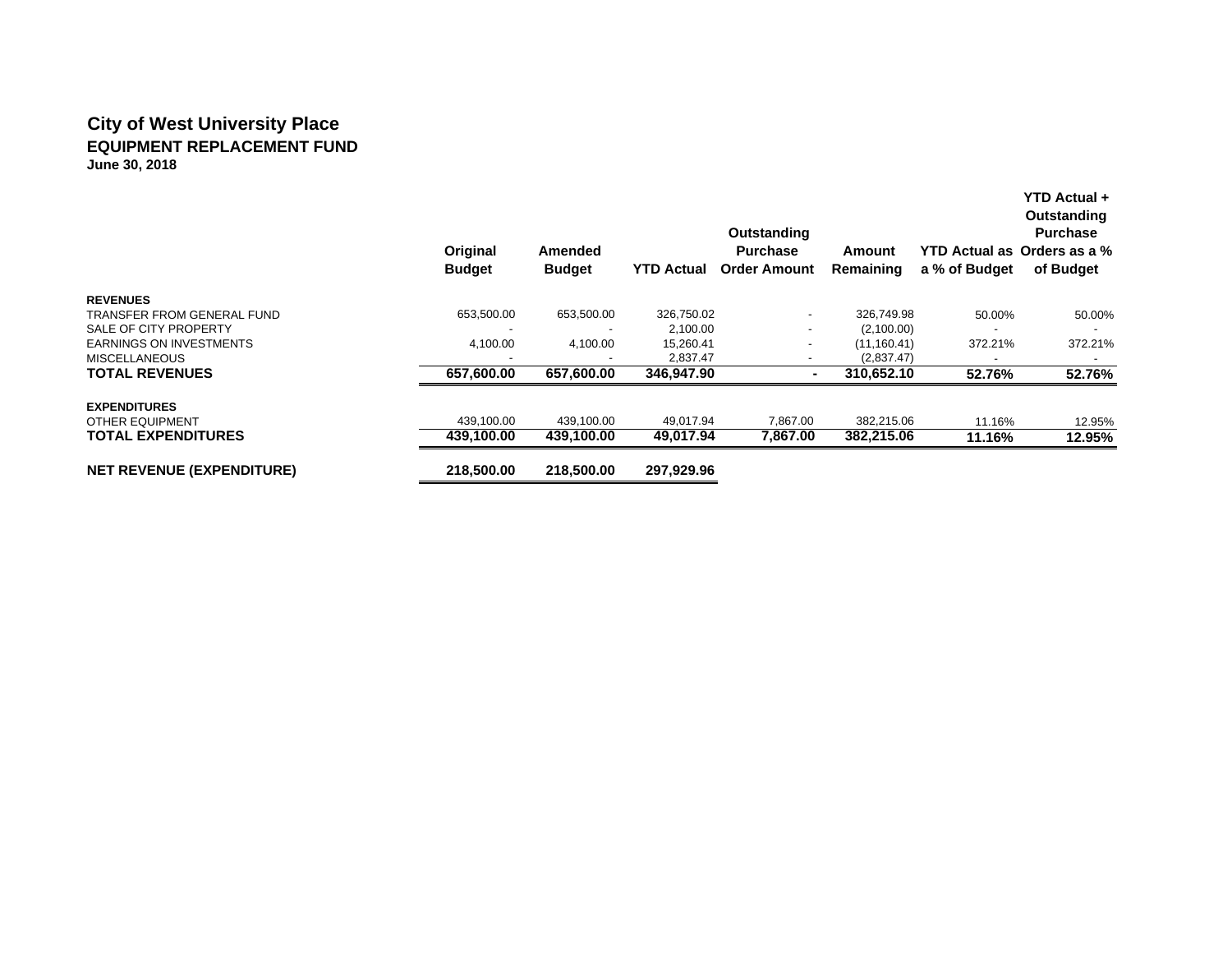# City of West University Place

## EQUIPMENT REPLACEMENT FUND

**June 30, 2018**

| | Original Budget | Amended Budget | YTD Actual | Outstanding Purchase Order Amount | Amount Remaining | YTD Actual as a % of Budget | YTD Actual + Outstanding Purchase Orders as a % of Budget |
|---|---|---|---|---|---|---|---|
| **REVENUES** | | | | | | | |
| TRANSFER FROM GENERAL FUND | 653,500.00 | 653,500.00 | 326,750.02 | - | 326,749.98 | 50.00% | 50.00% |
| SALE OF CITY PROPERTY | - | - | 2,100.00 | - | (2,100.00) | - | - |
| EARNINGS ON INVESTMENTS | 4,100.00 | 4,100.00 | 15,260.41 | - | (11,160.41) | 372.21% | 372.21% |
| MISCELLANEOUS | - | - | 2,837.47 | - | (2,837.47) | - | - |
| **TOTAL REVENUES** | **657,600.00** | **657,600.00** | **346,947.90** | **-** | **310,652.10** | **52.76%** | **52.76%** |
| **EXPENDITURES** | | | | | | | |
| OTHER EQUIPMENT | 439,100.00 | 439,100.00 | 49,017.94 | 7,867.00 | 382,215.06 | 11.16% | 12.95% |
| **TOTAL EXPENDITURES** | **439,100.00** | **439,100.00** | **49,017.94** | **7,867.00** | **382,215.06** | **11.16%** | **12.95%** |
| **NET REVENUE (EXPENDITURE)** | **218,500.00** | **218,500.00** | **297,929.96** | | | | |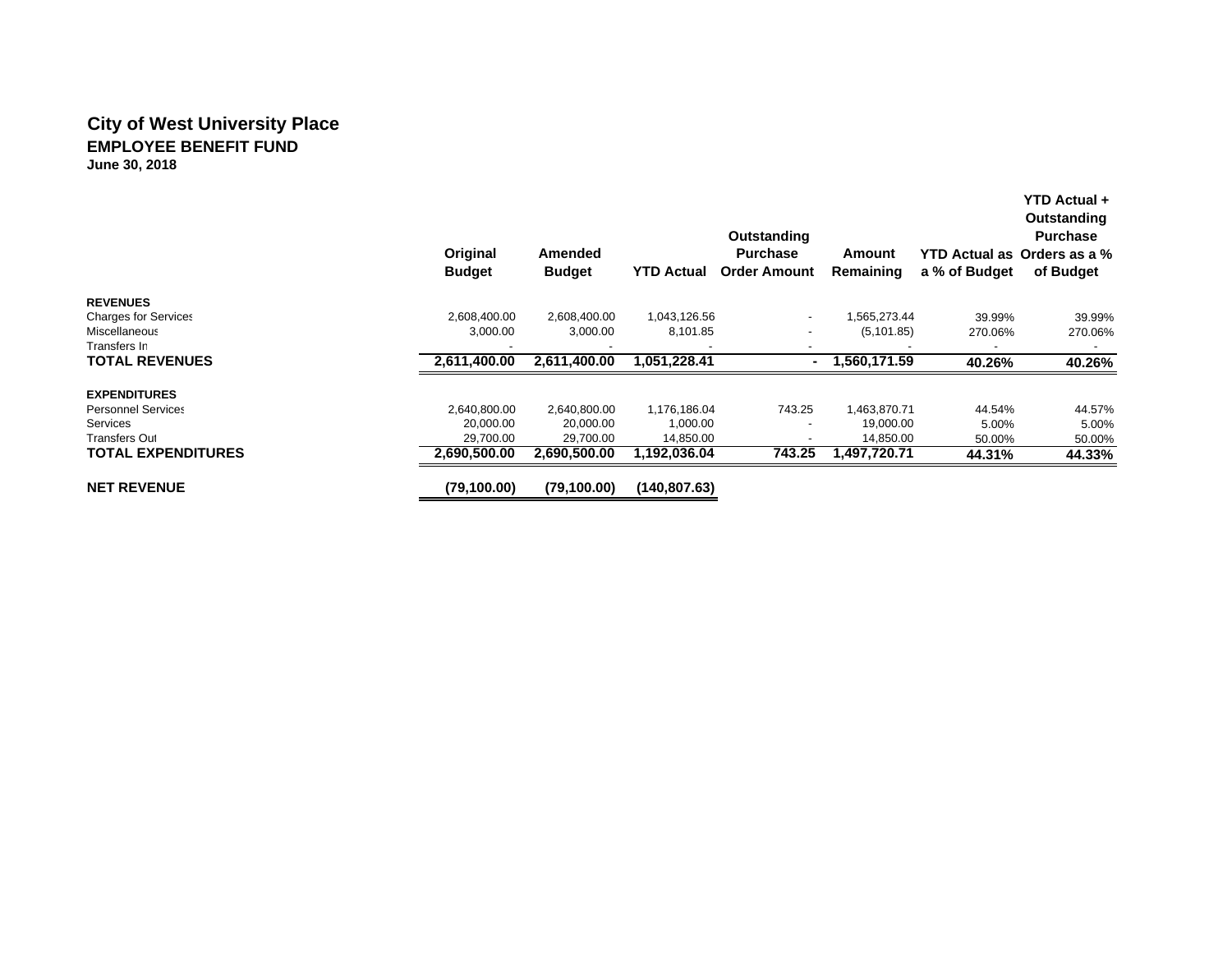# City of West University Place

## EMPLOYEE BENEFIT FUND

**June 30, 2018**

| | Original Budget | Amended Budget | YTD Actual | Outstanding Purchase Order Amount | Amount Remaining | YTD Actual as a % of Budget | YTD Actual + Outstanding Purchase Orders as a % of Budget |
|---|---|---|---|---|---|---|---|
| **REVENUES** | | | | | | | |
| Charges for Services | 2,608,400.00 | 2,608,400.00 | 1,043,126.56 | - | 1,565,273.44 | 39.99% | 39.99% |
| Miscellaneous | 3,000.00 | 3,000.00 | 8,101.85 | - | (5,101.85) | 270.06% | 270.06% |
| Transfers In | - | - | - | - | - | - | - |
| **TOTAL REVENUES** | **2,611,400.00** | **2,611,400.00** | **1,051,228.41** | **-** | **1,560,171.59** | **40.26%** | **40.26%** |
| **EXPENDITURES** | | | | | | | |
| Personnel Services | 2,640,800.00 | 2,640,800.00 | 1,176,186.04 | 743.25 | 1,463,870.71 | 44.54% | 44.57% |
| Services | 20,000.00 | 20,000.00 | 1,000.00 | - | 19,000.00 | 5.00% | 5.00% |
| Transfers Out | 29,700.00 | 29,700.00 | 14,850.00 | - | 14,850.00 | 50.00% | 50.00% |
| **TOTAL EXPENDITURES** | **2,690,500.00** | **2,690,500.00** | **1,192,036.04** | **743.25** | **1,497,720.71** | **44.31%** | **44.33%** |
| **NET REVENUE** | **(79,100.00)** | **(79,100.00)** | **(140,807.63)** | | | | |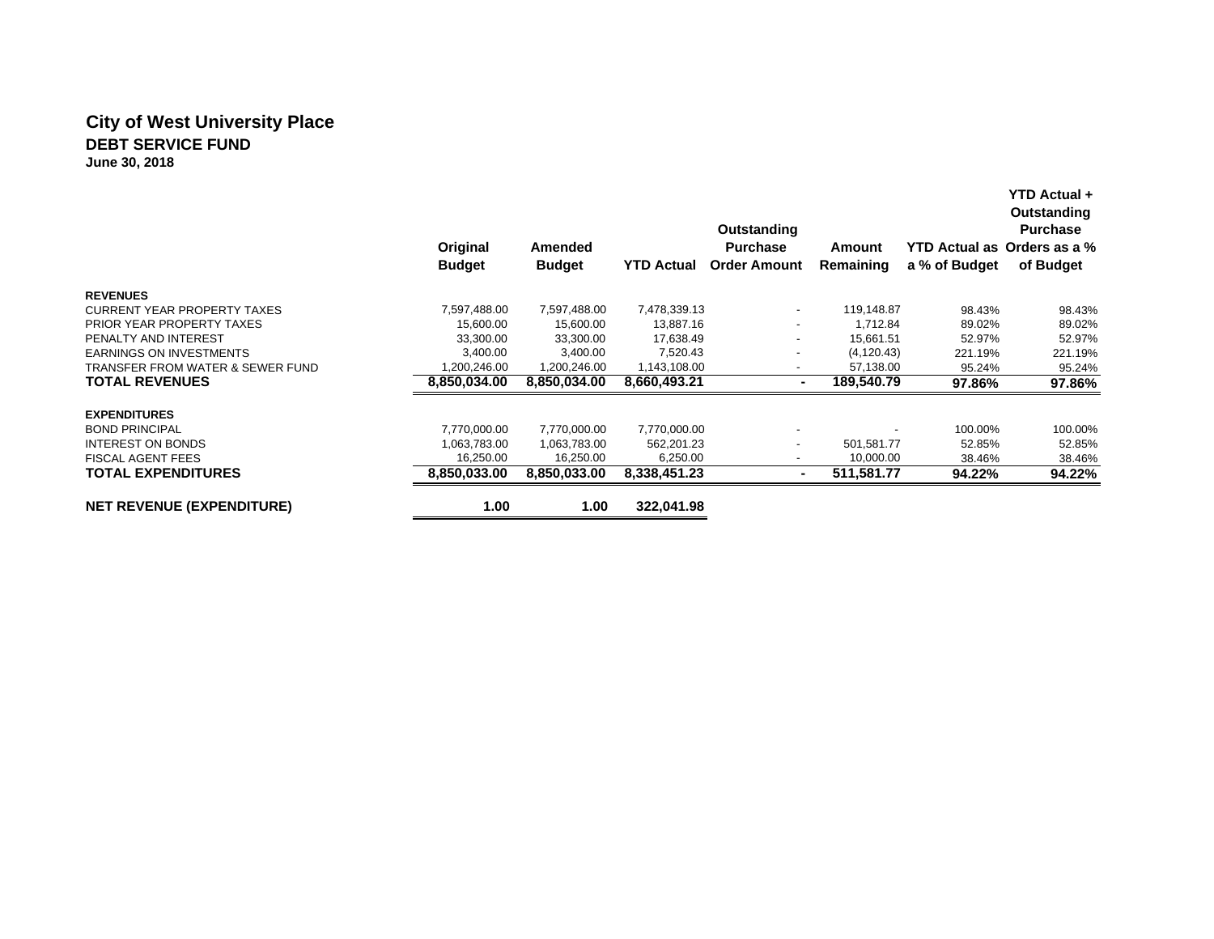# City of West University Place

## DEBT SERVICE FUND

**June 30, 2018**

| | Original Budget | Amended Budget | YTD Actual | Outstanding Purchase Order Amount | Amount Remaining | YTD Actual as a % of Budget | YTD Actual + Outstanding Purchase Orders as a % of Budget |
|---|---|---|---|---|---|---|---|
| **REVENUES** | | | | | | | |
| CURRENT YEAR PROPERTY TAXES | 7,597,488.00 | 7,597,488.00 | 7,478,339.13 | - | 119,148.87 | 98.43% | 98.43% |
| PRIOR YEAR PROPERTY TAXES | 15,600.00 | 15,600.00 | 13,887.16 | - | 1,712.84 | 89.02% | 89.02% |
| PENALTY AND INTEREST | 33,300.00 | 33,300.00 | 17,638.49 | - | 15,661.51 | 52.97% | 52.97% |
| EARNINGS ON INVESTMENTS | 3,400.00 | 3,400.00 | 7,520.43 | - | (4,120.43) | 221.19% | 221.19% |
| TRANSFER FROM WATER & SEWER FUND | 1,200,246.00 | 1,200,246.00 | 1,143,108.00 | - | 57,138.00 | 95.24% | 95.24% |
| **TOTAL REVENUES** | **8,850,034.00** | **8,850,034.00** | **8,660,493.21** | **-** | **189,540.79** | **97.86%** | **97.86%** |
| **EXPENDITURES** | | | | | | | |
| BOND PRINCIPAL | 7,770,000.00 | 7,770,000.00 | 7,770,000.00 | - | - | 100.00% | 100.00% |
| INTEREST ON BONDS | 1,063,783.00 | 1,063,783.00 | 562,201.23 | - | 501,581.77 | 52.85% | 52.85% |
| FISCAL AGENT FEES | 16,250.00 | 16,250.00 | 6,250.00 | - | 10,000.00 | 38.46% | 38.46% |
| **TOTAL EXPENDITURES** | **8,850,033.00** | **8,850,033.00** | **8,338,451.23** | **-** | **511,581.77** | **94.22%** | **94.22%** |
| **NET REVENUE (EXPENDITURE)** | **1.00** | **1.00** | **322,041.98** | | | | |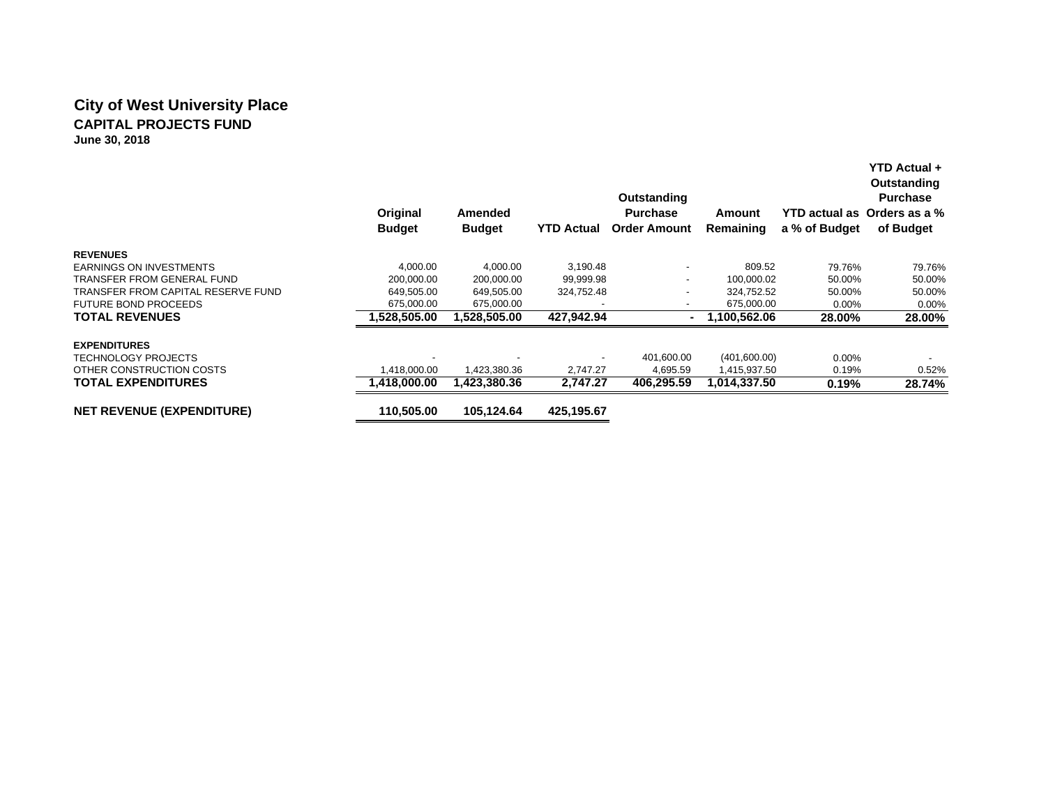# City of West University Place

## CAPITAL PROJECTS FUND

**June 30, 2018**

| | Original Budget | Amended Budget | YTD Actual | Outstanding Purchase Order Amount | Amount Remaining | YTD actual as a % of Budget | YTD Actual + Outstanding Purchase Orders as a % of Budget |
|---|---|---|---|---|---|---|---|
| **REVENUES** | | | | | | | |
| EARNINGS ON INVESTMENTS | 4,000.00 | 4,000.00 | 3,190.48 | - | 809.52 | 79.76% | 79.76% |
| TRANSFER FROM GENERAL FUND | 200,000.00 | 200,000.00 | 99,999.98 | - | 100,000.02 | 50.00% | 50.00% |
| TRANSFER FROM CAPITAL RESERVE FUND | 649,505.00 | 649,505.00 | 324,752.48 | - | 324,752.52 | 50.00% | 50.00% |
| FUTURE BOND PROCEEDS | 675,000.00 | 675,000.00 | - | - | 675,000.00 | 0.00% | 0.00% |
| **TOTAL REVENUES** | **1,528,505.00** | **1,528,505.00** | **427,942.94** | **-** | **1,100,562.06** | **28.00%** | **28.00%** |
| **EXPENDITURES** | | | | | | | |
| TECHNOLOGY PROJECTS | - | - | - | 401,600.00 | (401,600.00) | 0.00% | - |
| OTHER CONSTRUCTION COSTS | 1,418,000.00 | 1,423,380.36 | 2,747.27 | 4,695.59 | 1,415,937.50 | 0.19% | 0.52% |
| **TOTAL EXPENDITURES** | **1,418,000.00** | **1,423,380.36** | **2,747.27** | **406,295.59** | **1,014,337.50** | **0.19%** | **28.74%** |
| **NET REVENUE (EXPENDITURE)** | **110,505.00** | **105,124.64** | **425,195.67** | | | | |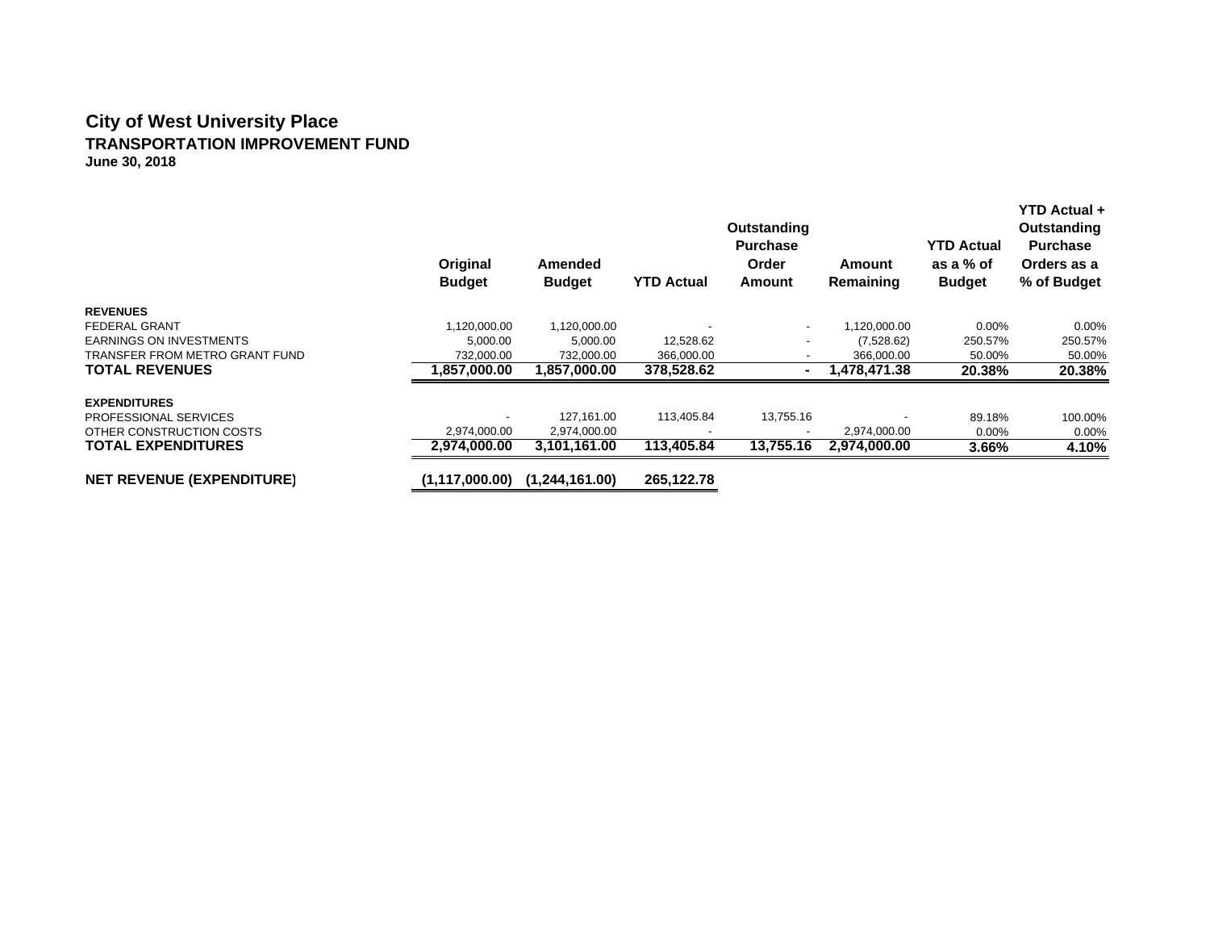# City of West University Place

## TRANSPORTATION IMPROVEMENT FUND

**June 30, 2018**

| | Original Budget | Amended Budget | YTD Actual | Outstanding Purchase Order Amount | Amount Remaining | YTD Actual as a % of Budget | YTD Actual + Outstanding Purchase Orders as a % of Budget |
|---|---|---|---|---|---|---|---|
| **REVENUES** | | | | | | | |
| FEDERAL GRANT | 1,120,000.00 | 1,120,000.00 | - | - | 1,120,000.00 | 0.00% | 0.00% |
| EARNINGS ON INVESTMENTS | 5,000.00 | 5,000.00 | 12,528.62 | - | (7,528.62) | 250.57% | 250.57% |
| TRANSFER FROM METRO GRANT FUND | 732,000.00 | 732,000.00 | 366,000.00 | - | 366,000.00 | 50.00% | 50.00% |
| **TOTAL REVENUES** | **1,857,000.00** | **1,857,000.00** | **378,528.62** | **-** | **1,478,471.38** | **20.38%** | **20.38%** |
| **EXPENDITURES** | | | | | | | |
| PROFESSIONAL SERVICES | - | 127,161.00 | 113,405.84 | 13,755.16 | - | 89.18% | 100.00% |
| OTHER CONSTRUCTION COSTS | 2,974,000.00 | 2,974,000.00 | - | - | 2,974,000.00 | 0.00% | 0.00% |
| **TOTAL EXPENDITURES** | **2,974,000.00** | **3,101,161.00** | **113,405.84** | **13,755.16** | **2,974,000.00** | **3.66%** | **4.10%** |
| **NET REVENUE (EXPENDITURE)** | **(1,117,000.00)** | **(1,244,161.00)** | **265,122.78** | | | | |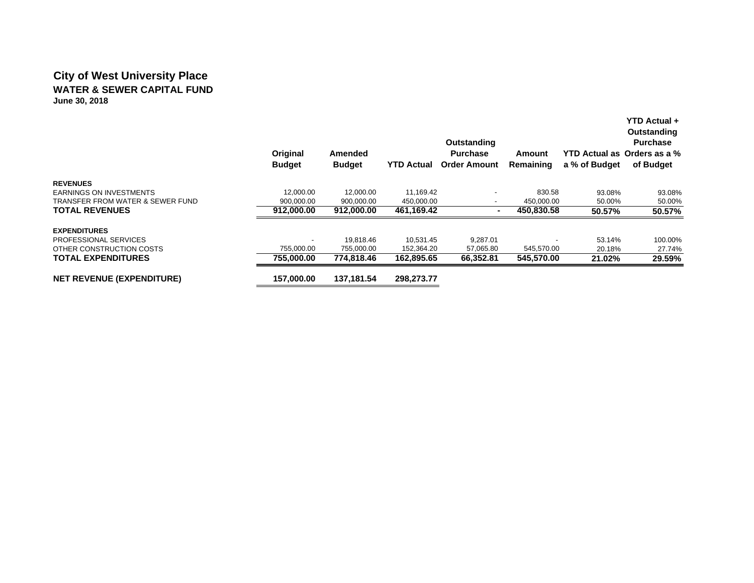# City of West University Place

## WATER & SEWER CAPITAL FUND

**June 30, 2018**

| | Original Budget | Amended Budget | YTD Actual | Outstanding Purchase Order Amount | Amount Remaining | YTD Actual as a % of Budget | YTD Actual + Outstanding Purchase Orders as a % of Budget |
|---|---|---|---|---|---|---|---|
| **REVENUES** | | | | | | | |
| EARNINGS ON INVESTMENTS | 12,000.00 | 12,000.00 | 11,169.42 | - | 830.58 | 93.08% | 93.08% |
| TRANSFER FROM WATER & SEWER FUND | 900,000.00 | 900,000.00 | 450,000.00 | - | 450,000.00 | 50.00% | 50.00% |
| **TOTAL REVENUES** | **912,000.00** | **912,000.00** | **461,169.42** | **-** | **450,830.58** | **50.57%** | **50.57%** |
| **EXPENDITURES** | | | | | | | |
| PROFESSIONAL SERVICES | - | 19,818.46 | 10,531.45 | 9,287.01 | - | 53.14% | 100.00% |
| OTHER CONSTRUCTION COSTS | 755,000.00 | 755,000.00 | 152,364.20 | 57,065.80 | 545,570.00 | 20.18% | 27.74% |
| **TOTAL EXPENDITURES** | **755,000.00** | **774,818.46** | **162,895.65** | **66,352.81** | **545,570.00** | **21.02%** | **29.59%** |
| **NET REVENUE (EXPENDITURE)** | **157,000.00** | **137,181.54** | **298,273.77** | | | | |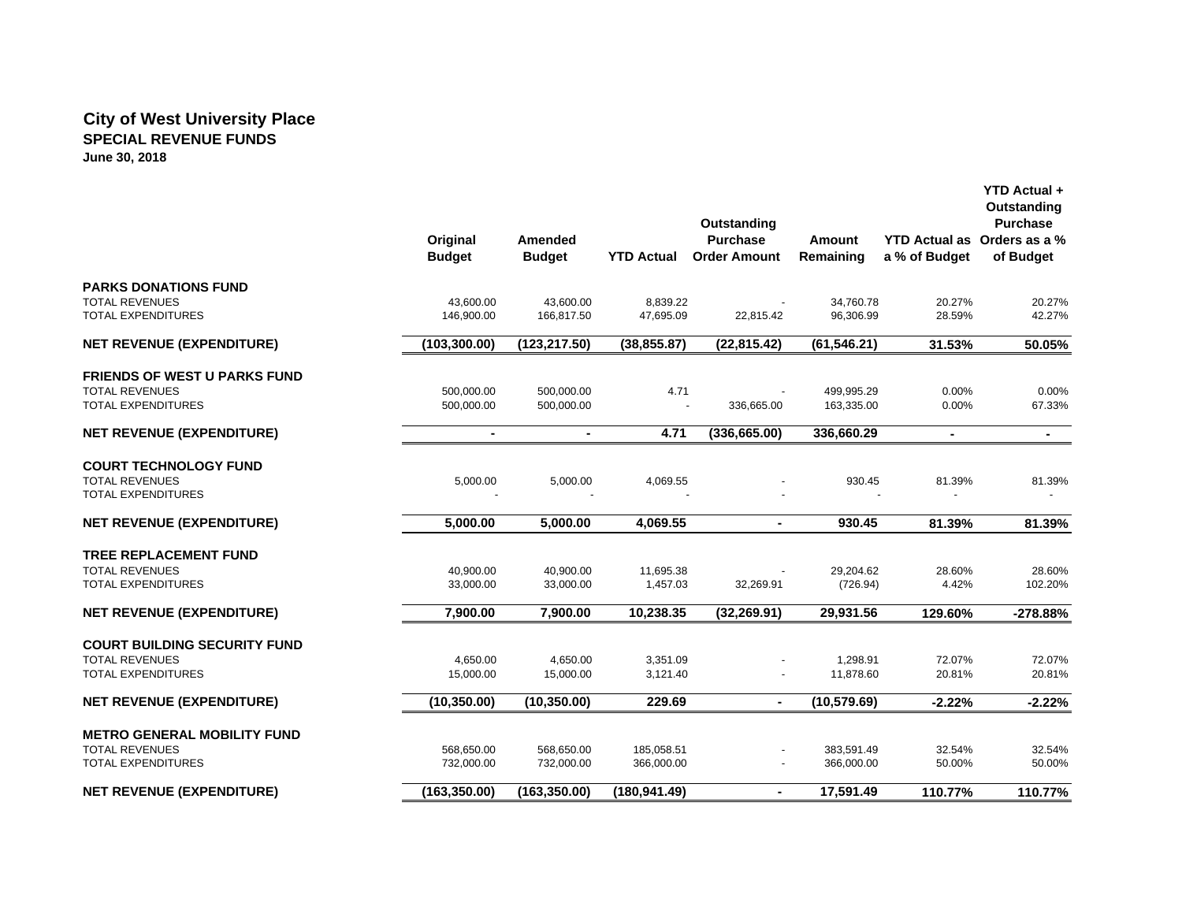# City of West University Place
## SPECIAL REVENUE FUNDS
**June 30, 2018**

| | Original Budget | Amended Budget | YTD Actual | Outstanding Purchase Order Amount | Amount Remaining | YTD Actual as a % of Budget | YTD Actual + Outstanding Purchase Orders as a % of Budget |
|---|---|---|---|---|---|---|---|
| **PARKS DONATIONS FUND** | | | | | | | |
| TOTAL REVENUES | 43,600.00 | 43,600.00 | 8,839.22 | - | 34,760.78 | 20.27% | 20.27% |
| TOTAL EXPENDITURES | 146,900.00 | 166,817.50 | 47,695.09 | 22,815.42 | 96,306.99 | 28.59% | 42.27% |
| **NET REVENUE (EXPENDITURE)** | **(103,300.00)** | **(123,217.50)** | **(38,855.87)** | **(22,815.42)** | **(61,546.21)** | **31.53%** | **50.05%** |
| **FRIENDS OF WEST U PARKS FUND** | | | | | | | |
| TOTAL REVENUES | 500,000.00 | 500,000.00 | 4.71 | - | 499,995.29 | 0.00% | 0.00% |
| TOTAL EXPENDITURES | 500,000.00 | 500,000.00 | - | 336,665.00 | 163,335.00 | 0.00% | 67.33% |
| **NET REVENUE (EXPENDITURE)** | **-** | **-** | **4.71** | **(336,665.00)** | **336,660.29** | **-** | **-** |
| **COURT TECHNOLOGY FUND** | | | | | | | |
| TOTAL REVENUES | 5,000.00 | 5,000.00 | 4,069.55 | - | 930.45 | 81.39% | 81.39% |
| TOTAL EXPENDITURES | - | - | - | - | - | - | - |
| **NET REVENUE (EXPENDITURE)** | **5,000.00** | **5,000.00** | **4,069.55** | **-** | **930.45** | **81.39%** | **81.39%** |
| **TREE REPLACEMENT FUND** | | | | | | | |
| TOTAL REVENUES | 40,900.00 | 40,900.00 | 11,695.38 | - | 29,204.62 | 28.60% | 28.60% |
| TOTAL EXPENDITURES | 33,000.00 | 33,000.00 | 1,457.03 | 32,269.91 | (726.94) | 4.42% | 102.20% |
| **NET REVENUE (EXPENDITURE)** | **7,900.00** | **7,900.00** | **10,238.35** | **(32,269.91)** | **29,931.56** | **129.60%** | **-278.88%** |
| **COURT BUILDING SECURITY FUND** | | | | | | | |
| TOTAL REVENUES | 4,650.00 | 4,650.00 | 3,351.09 | - | 1,298.91 | 72.07% | 72.07% |
| TOTAL EXPENDITURES | 15,000.00 | 15,000.00 | 3,121.40 | - | 11,878.60 | 20.81% | 20.81% |
| **NET REVENUE (EXPENDITURE)** | **(10,350.00)** | **(10,350.00)** | **229.69** | **-** | **(10,579.69)** | **-2.22%** | **-2.22%** |
| **METRO GENERAL MOBILITY FUND** | | | | | | | |
| TOTAL REVENUES | 568,650.00 | 568,650.00 | 185,058.51 | - | 383,591.49 | 32.54% | 32.54% |
| TOTAL EXPENDITURES | 732,000.00 | 732,000.00 | 366,000.00 | - | 366,000.00 | 50.00% | 50.00% |
| **NET REVENUE (EXPENDITURE)** | **(163,350.00)** | **(163,350.00)** | **(180,941.49)** | **-** | **17,591.49** | **110.77%** | **110.77%** |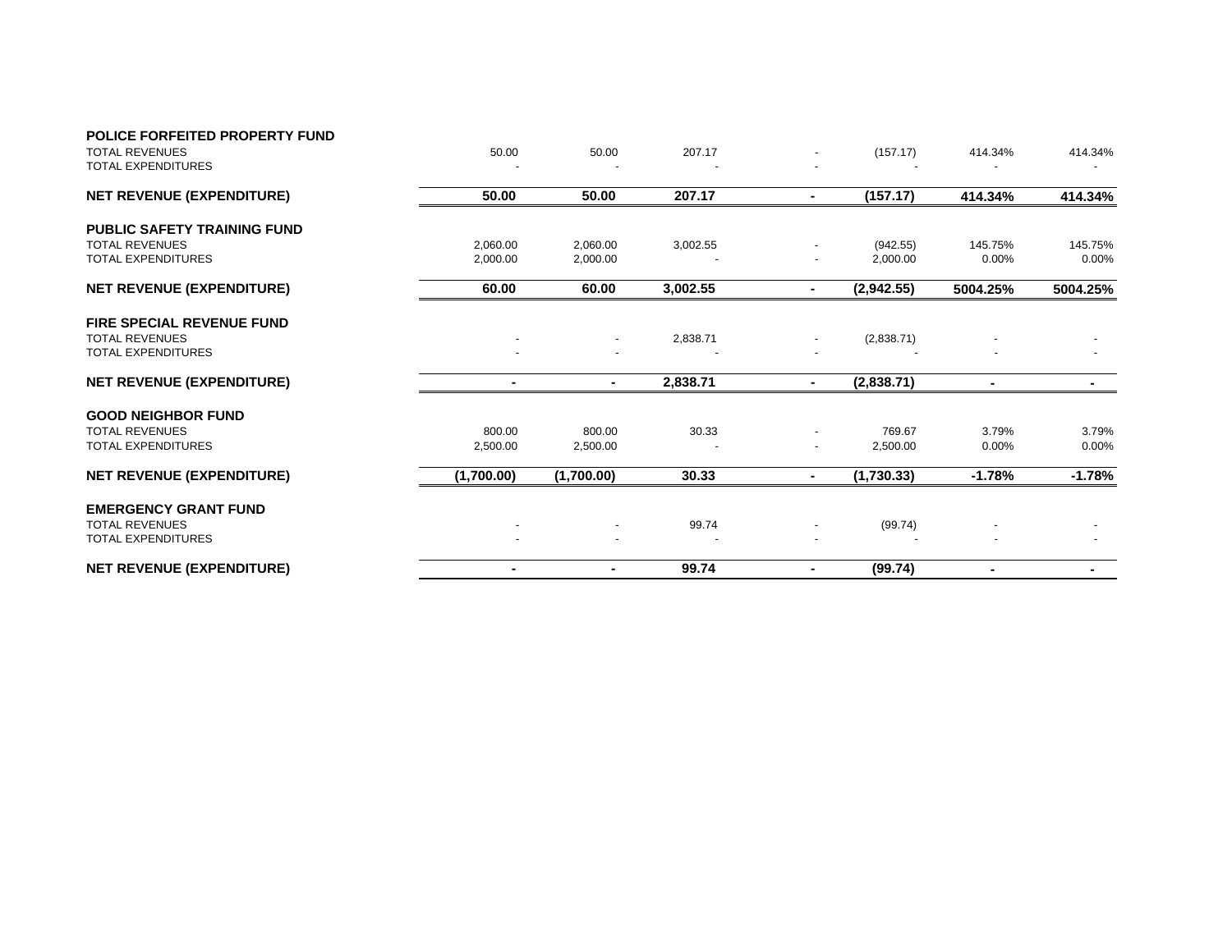| | | | | | | | |
|---|---|---|---|---|---|---|---|
| **POLICE FORFEITED PROPERTY FUND** | | | | | | | |
| TOTAL REVENUES | 50.00 | 50.00 | 207.17 | - | (157.17) | 414.34% | 414.34% |
| TOTAL EXPENDITURES | - | - | - | - | - | - | - |
| **NET REVENUE (EXPENDITURE)** | **50.00** | **50.00** | **207.17** | **-** | **(157.17)** | **414.34%** | **414.34%** |
| **PUBLIC SAFETY TRAINING FUND** | | | | | | | |
| TOTAL REVENUES | 2,060.00 | 2,060.00 | 3,002.55 | - | (942.55) | 145.75% | 145.75% |
| TOTAL EXPENDITURES | 2,000.00 | 2,000.00 | - | - | 2,000.00 | 0.00% | 0.00% |
| **NET REVENUE (EXPENDITURE)** | **60.00** | **60.00** | **3,002.55** | **-** | **(2,942.55)** | **5004.25%** | **5004.25%** |
| **FIRE SPECIAL REVENUE FUND** | | | | | | | |
| TOTAL REVENUES | - | - | 2,838.71 | - | (2,838.71) | - | - |
| TOTAL EXPENDITURES | - | - | - | - | - | - | - |
| **NET REVENUE (EXPENDITURE)** | **-** | **-** | **2,838.71** | **-** | **(2,838.71)** | **-** | **-** |
| **GOOD NEIGHBOR FUND** | | | | | | | |
| TOTAL REVENUES | 800.00 | 800.00 | 30.33 | - | 769.67 | 3.79% | 3.79% |
| TOTAL EXPENDITURES | 2,500.00 | 2,500.00 | - | - | 2,500.00 | 0.00% | 0.00% |
| **NET REVENUE (EXPENDITURE)** | **(1,700.00)** | **(1,700.00)** | **30.33** | **-** | **(1,730.33)** | **-1.78%** | **-1.78%** |
| **EMERGENCY GRANT FUND** | | | | | | | |
| TOTAL REVENUES | - | - | 99.74 | - | (99.74) | - | - |
| TOTAL EXPENDITURES | - | - | - | - | - | - | - |
| **NET REVENUE (EXPENDITURE)** | **-** | **-** | **99.74** | **-** | **(99.74)** | **-** | **-** |